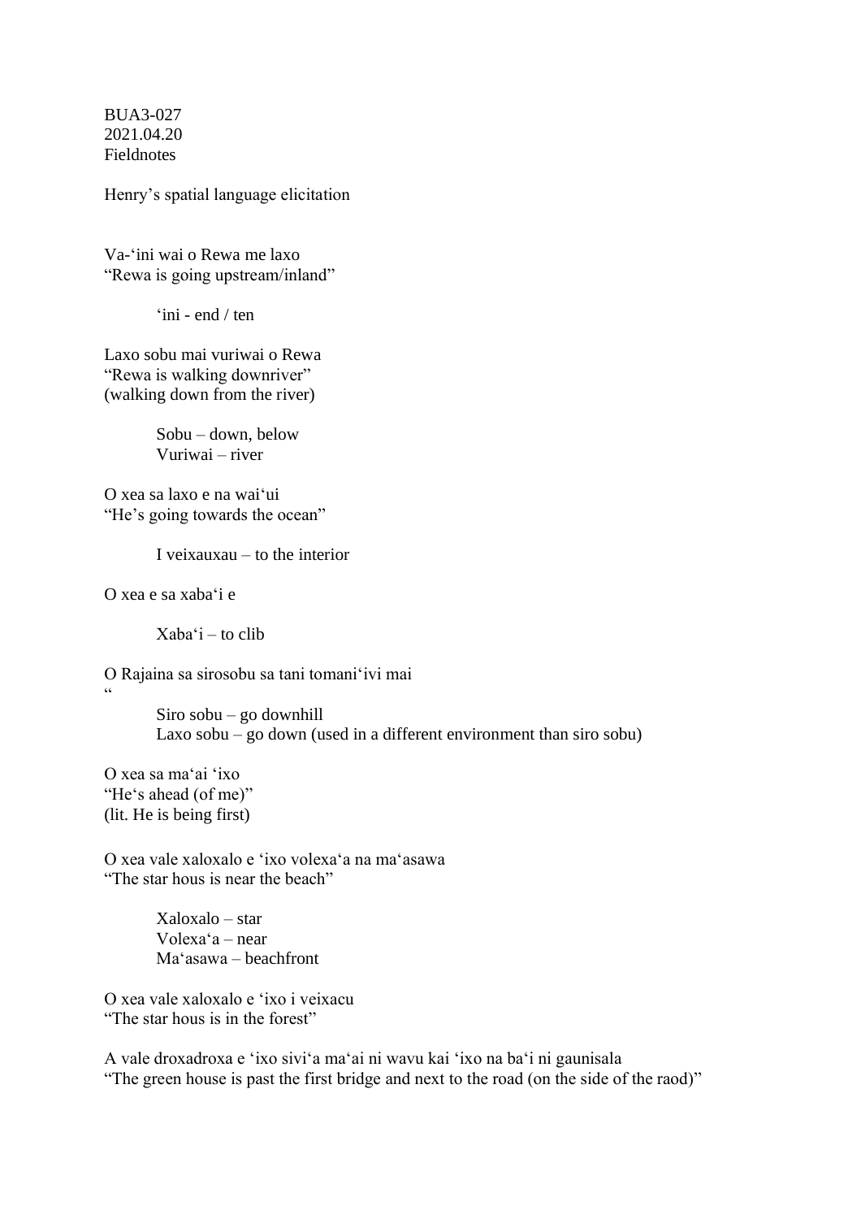BUA3-027
2021.04.20
Fieldnotes

Henry's spatial language elicitation

Va-ʻini wai o Rewa me laxo
"Rewa is going upstream/inland"

 ʻini - end / ten

Laxo sobu mai vuriwai o Rewa
"Rewa is walking downriver"
(walking down from the river)

 Sobu – down, below
 Vuriwai – river

O xea sa laxo e na waiʻui
"He's going towards the ocean"

 I veixauxau – to the interior

O xea e sa xabaʻi e

 Xabaʻi – to clib

O Rajaina sa sirosobu sa tani tomaniʻivi mai
"

 Siro sobu – go downhill
 Laxo sobu – go down (used in a different environment than siro sobu)

O xea sa maʻai ʻixo
"He's ahead (of me)"
(lit. He is being first)

O xea vale xaloxalo e ʻixo volexaʻa na maʻasawa
"The star hous is near the beach"

 Xaloxalo – star
 Volexaʻa – near
 Maʻasawa – beachfront

O xea vale xaloxalo e ʻixo i veixacu
"The star hous is in the forest"

A vale droxadroxa e ʻixo siviʻa maʻai ni wavu kai ʻixo na baʻi ni gaunisala
"The green house is past the first bridge and next to the road (on the side of the raod)"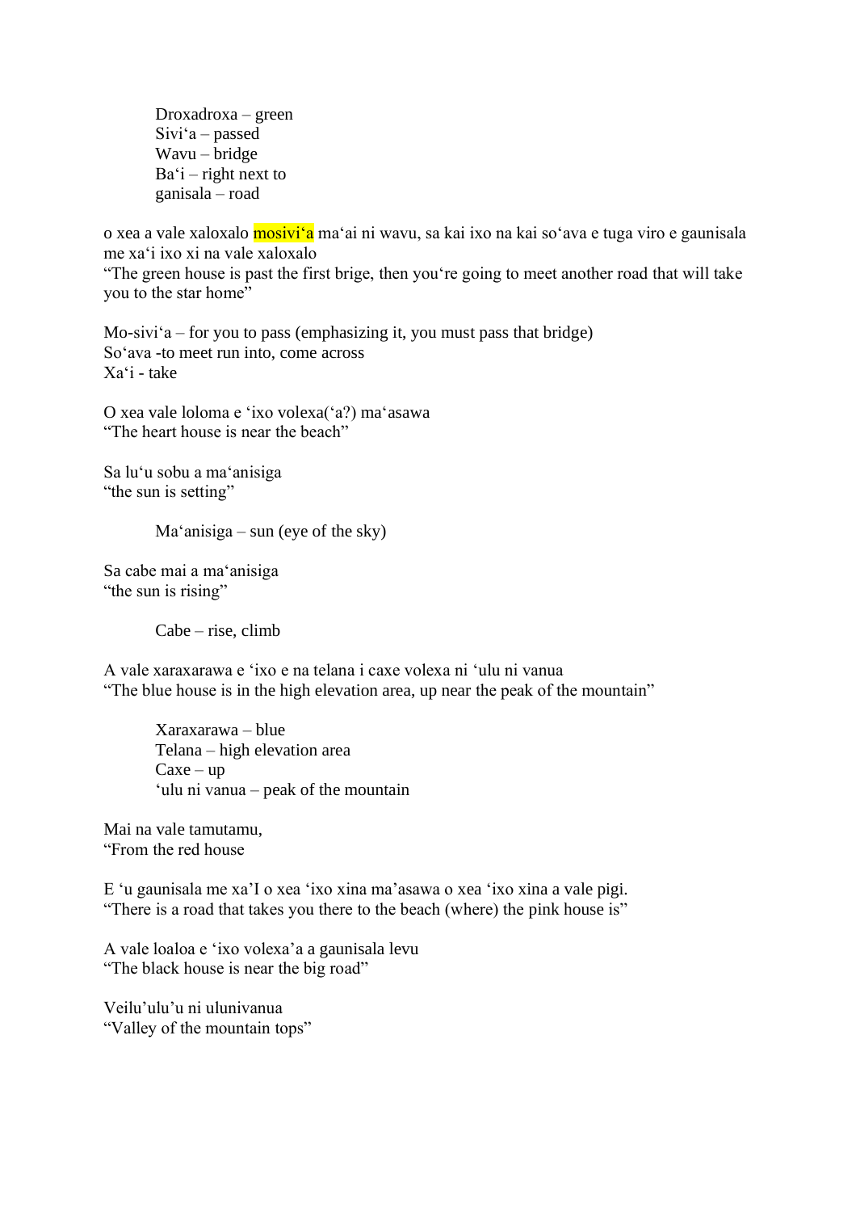Droxadroxa – green
Sivi‘a – passed
Wavu – bridge
Ba‘i – right next to
ganisala – road

o xea a vale xaloxalo mosivi‘a ma‘ai ni wavu, sa kai ixo na kai so‘ava e tuga viro e gaunisala me xa‘i ixo xi na vale xaloxalo
“The green house is past the first brige, then you‘re going to meet another road that will take you to the star home”

Mo-sivi‘a – for you to pass (emphasizing it, you must pass that bridge)
So‘ava -to meet run into, come across
Xa‘i - take

O xea vale loloma e ‘ixo volexa(‘a?) ma‘asawa
“The heart house is near the beach”

Sa lu‘u sobu a ma‘anisiga
“the sun is setting”

Ma‘anisiga – sun (eye of the sky)

Sa cabe mai a ma‘anisiga
“the sun is rising”

Cabe – rise, climb

A vale xaraxarawa e ‘ixo e na telana i caxe volexa ni ‘ulu ni vanua
“The blue house is in the high elevation area, up near the peak of the mountain”

Xaraxarawa – blue
Telana – high elevation area
Caxe – up
‘ulu ni vanua – peak of the mountain

Mai na vale tamutamu,
“From the red house

E ‘u gaunisala me xa’I o xea ‘ixo xina ma’asawa o xea ‘ixo xina a vale pigi.
“There is a road that takes you there to the beach (where) the pink house is”

A vale loaloa e ‘ixo volexa’a a gaunisala levu
“The black house is near the big road”

Veilu’ulu’u ni ulunivanua
“Valley of the mountain tops”